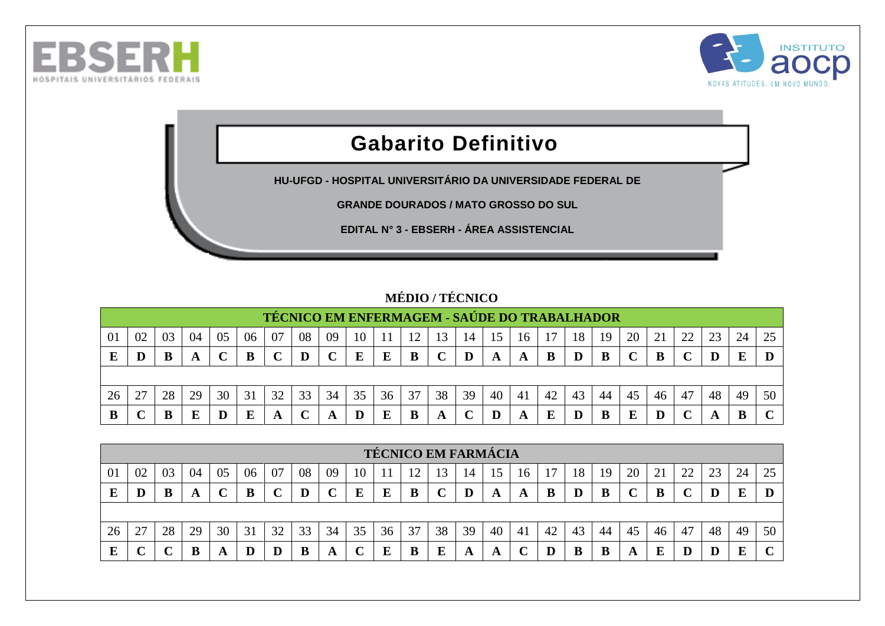# Gabarito Definitivo

**HU-UFGD - HOSPITAL UNIVERSITÁRIO DA UNIVERSIDADE FEDERAL DE GRANDE DOURADOS / MATO GROSSO DO SUL**

**EDITAL N° 3 - EBSERH - ÁREA ASSISTENCIAL**

## MÉDIO / TÉCNICO

### TÉCNICO EM ENFERMAGEM - SAÚDE DO TRABALHADOR

| 01 | 02 | 03 | 04 | 05 | 06 | 07 | 08 | 09 | 10 | 11 | 12 | 13 | 14 | 15 | 16 | 17 | 18 | 19 | 20 | 21 | 22 | 23 | 24 | 25 |
|---|---|---|---|---|---|---|---|---|---|---|---|---|---|---|---|---|---|---|---|---|---|---|---|---|
| **E** | **D** | **B** | **A** | **C** | **B** | **C** | **D** | **C** | **E** | **E** | **B** | **C** | **D** | **A** | **A** | **B** | **D** | **B** | **C** | **B** | **C** | **D** | **E** | **D** |

| 26 | 27 | 28 | 29 | 30 | 31 | 32 | 33 | 34 | 35 | 36 | 37 | 38 | 39 | 40 | 41 | 42 | 43 | 44 | 45 | 46 | 47 | 48 | 49 | 50 |
|---|---|---|---|---|---|---|---|---|---|---|---|---|---|---|---|---|---|---|---|---|---|---|---|---|
| **B** | **C** | **B** | **E** | **D** | **E** | **A** | **C** | **A** | **D** | **E** | **B** | **A** | **C** | **D** | **A** | **E** | **D** | **B** | **E** | **D** | **C** | **A** | **B** | **C** |

### TÉCNICO EM FARMÁCIA

| 01 | 02 | 03 | 04 | 05 | 06 | 07 | 08 | 09 | 10 | 11 | 12 | 13 | 14 | 15 | 16 | 17 | 18 | 19 | 20 | 21 | 22 | 23 | 24 | 25 |
|---|---|---|---|---|---|---|---|---|---|---|---|---|---|---|---|---|---|---|---|---|---|---|---|---|
| **E** | **D** | **B** | **A** | **C** | **B** | **C** | **D** | **C** | **E** | **E** | **B** | **C** | **D** | **A** | **A** | **B** | **D** | **B** | **C** | **B** | **C** | **D** | **E** | **D** |

| 26 | 27 | 28 | 29 | 30 | 31 | 32 | 33 | 34 | 35 | 36 | 37 | 38 | 39 | 40 | 41 | 42 | 43 | 44 | 45 | 46 | 47 | 48 | 49 | 50 |
|---|---|---|---|---|---|---|---|---|---|---|---|---|---|---|---|---|---|---|---|---|---|---|---|---|
| **E** | **C** | **C** | **B** | **A** | **D** | **D** | **B** | **A** | **C** | **E** | **B** | **E** | **A** | **A** | **C** | **D** | **B** | **B** | **A** | **E** | **D** | **D** | **E** | **C** |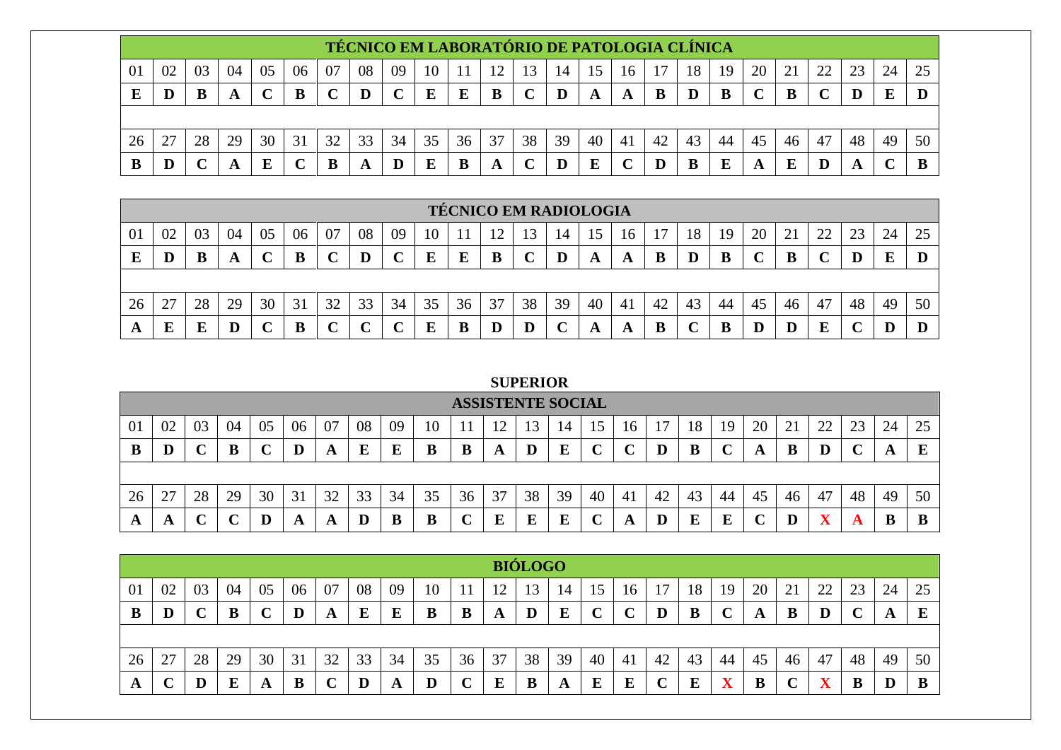| TÉCNICO EM LABORATÓRIO DE PATOLOGIA CLÍNICA | | | | | | | | | | | | | | | | | | | | | | | | |
|---|---|---|---|---|---|---|---|---|---|---|---|---|---|---|---|---|---|---|---|---|---|---|---|---|
| 01 | 02 | 03 | 04 | 05 | 06 | 07 | 08 | 09 | 10 | 11 | 12 | 13 | 14 | 15 | 16 | 17 | 18 | 19 | 20 | 21 | 22 | 23 | 24 | 25 |
| **E** | **D** | **B** | **A** | **C** | **B** | **C** | **D** | **C** | **E** | **E** | **B** | **C** | **D** | **A** | **A** | **B** | **D** | **B** | **C** | **B** | **C** | **D** | **E** | **D** |
| 26 | 27 | 28 | 29 | 30 | 31 | 32 | 33 | 34 | 35 | 36 | 37 | 38 | 39 | 40 | 41 | 42 | 43 | 44 | 45 | 46 | 47 | 48 | 49 | 50 |
| **B** | **D** | **C** | **A** | **E** | **C** | **B** | **A** | **D** | **E** | **B** | **A** | **C** | **D** | **E** | **C** | **D** | **B** | **E** | **A** | **E** | **D** | **A** | **C** | **B** |

| TÉCNICO EM RADIOLOGIA | | | | | | | | | | | | | | | | | | | | | | | | |
|---|---|---|---|---|---|---|---|---|---|---|---|---|---|---|---|---|---|---|---|---|---|---|---|---|
| 01 | 02 | 03 | 04 | 05 | 06 | 07 | 08 | 09 | 10 | 11 | 12 | 13 | 14 | 15 | 16 | 17 | 18 | 19 | 20 | 21 | 22 | 23 | 24 | 25 |
| **E** | **D** | **B** | **A** | **C** | **B** | **C** | **D** | **C** | **E** | **E** | **B** | **C** | **D** | **A** | **A** | **B** | **D** | **B** | **C** | **B** | **C** | **D** | **E** | **D** |
| 26 | 27 | 28 | 29 | 30 | 31 | 32 | 33 | 34 | 35 | 36 | 37 | 38 | 39 | 40 | 41 | 42 | 43 | 44 | 45 | 46 | 47 | 48 | 49 | 50 |
| **A** | **E** | **E** | **D** | **C** | **B** | **C** | **C** | **C** | **E** | **B** | **D** | **D** | **C** | **A** | **A** | **B** | **C** | **B** | **D** | **D** | **E** | **C** | **D** | **D** |

**SUPERIOR**

| ASSISTENTE SOCIAL | | | | | | | | | | | | | | | | | | | | | | | | |
|---|---|---|---|---|---|---|---|---|---|---|---|---|---|---|---|---|---|---|---|---|---|---|---|---|
| 01 | 02 | 03 | 04 | 05 | 06 | 07 | 08 | 09 | 10 | 11 | 12 | 13 | 14 | 15 | 16 | 17 | 18 | 19 | 20 | 21 | 22 | 23 | 24 | 25 |
| **B** | **D** | **C** | **B** | **C** | **D** | **A** | **E** | **E** | **B** | **B** | **A** | **D** | **E** | **C** | **C** | **D** | **B** | **C** | **A** | **B** | **D** | **C** | **A** | **E** |
| 26 | 27 | 28 | 29 | 30 | 31 | 32 | 33 | 34 | 35 | 36 | 37 | 38 | 39 | 40 | 41 | 42 | 43 | 44 | 45 | 46 | 47 | 48 | 49 | 50 |
| **A** | **A** | **C** | **C** | **D** | **A** | **A** | **D** | **B** | **B** | **C** | **E** | **E** | **E** | **C** | **A** | **D** | **E** | **E** | **C** | **D** | **X** | **A** | **B** | **B** |

| BIÓLOGO | | | | | | | | | | | | | | | | | | | | | | | | |
|---|---|---|---|---|---|---|---|---|---|---|---|---|---|---|---|---|---|---|---|---|---|---|---|---|
| 01 | 02 | 03 | 04 | 05 | 06 | 07 | 08 | 09 | 10 | 11 | 12 | 13 | 14 | 15 | 16 | 17 | 18 | 19 | 20 | 21 | 22 | 23 | 24 | 25 |
| **B** | **D** | **C** | **B** | **C** | **D** | **A** | **E** | **E** | **B** | **B** | **A** | **D** | **E** | **C** | **C** | **D** | **B** | **C** | **A** | **B** | **D** | **C** | **A** | **E** |
| 26 | 27 | 28 | 29 | 30 | 31 | 32 | 33 | 34 | 35 | 36 | 37 | 38 | 39 | 40 | 41 | 42 | 43 | 44 | 45 | 46 | 47 | 48 | 49 | 50 |
| **A** | **C** | **D** | **E** | **A** | **B** | **C** | **D** | **A** | **D** | **C** | **E** | **B** | **A** | **E** | **E** | **C** | **E** | **X** | **B** | **C** | **X** | **B** | **D** | **B** |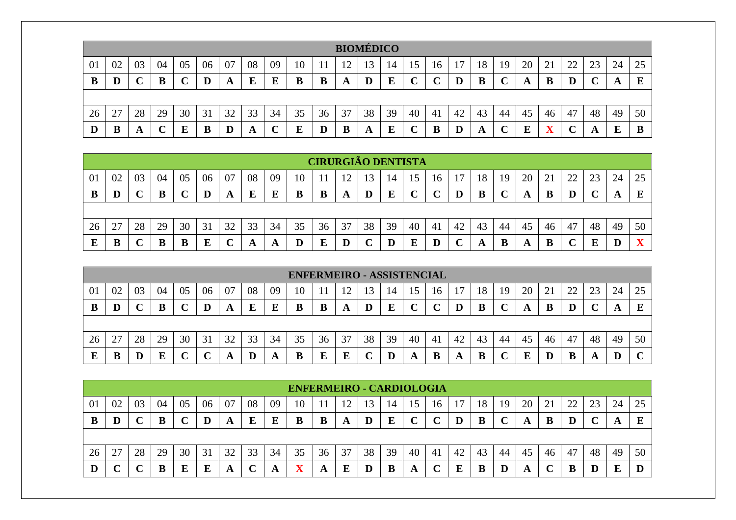| BIOMÉDICO | | | | | | | | | | | | | | | | | | | | | | | | |
|---|---|---|---|---|---|---|---|---|---|---|---|---|---|---|---|---|---|---|---|---|---|---|---|---|
| 01 | 02 | 03 | 04 | 05 | 06 | 07 | 08 | 09 | 10 | 11 | 12 | 13 | 14 | 15 | 16 | 17 | 18 | 19 | 20 | 21 | 22 | 23 | 24 | 25 |
| **B** | **D** | **C** | **B** | **C** | **D** | **A** | **E** | **E** | **B** | **B** | **A** | **D** | **E** | **C** | **C** | **D** | **B** | **C** | **A** | **B** | **D** | **C** | **A** | **E** |
| | | | | | | | | | | | | | | | | | | | | | | | | |
| 26 | 27 | 28 | 29 | 30 | 31 | 32 | 33 | 34 | 35 | 36 | 37 | 38 | 39 | 40 | 41 | 42 | 43 | 44 | 45 | 46 | 47 | 48 | 49 | 50 |
| **D** | **B** | **A** | **C** | **E** | **B** | **D** | **A** | **C** | **E** | **D** | **B** | **A** | **E** | **C** | **B** | **D** | **A** | **C** | **E** | **X** | **C** | **A** | **E** | **B** |

| CIRURGIÃO DENTISTA | | | | | | | | | | | | | | | | | | | | | | | | |
|---|---|---|---|---|---|---|---|---|---|---|---|---|---|---|---|---|---|---|---|---|---|---|---|---|
| 01 | 02 | 03 | 04 | 05 | 06 | 07 | 08 | 09 | 10 | 11 | 12 | 13 | 14 | 15 | 16 | 17 | 18 | 19 | 20 | 21 | 22 | 23 | 24 | 25 |
| **B** | **D** | **C** | **B** | **C** | **D** | **A** | **E** | **E** | **B** | **B** | **A** | **D** | **E** | **C** | **C** | **D** | **B** | **C** | **A** | **B** | **D** | **C** | **A** | **E** |
| | | | | | | | | | | | | | | | | | | | | | | | | |
| 26 | 27 | 28 | 29 | 30 | 31 | 32 | 33 | 34 | 35 | 36 | 37 | 38 | 39 | 40 | 41 | 42 | 43 | 44 | 45 | 46 | 47 | 48 | 49 | 50 |
| **E** | **B** | **C** | **B** | **B** | **E** | **C** | **A** | **A** | **D** | **E** | **D** | **C** | **D** | **E** | **D** | **C** | **A** | **B** | **A** | **B** | **C** | **E** | **D** | **X** |

| ENFERMEIRO - ASSISTENCIAL | | | | | | | | | | | | | | | | | | | | | | | | |
|---|---|---|---|---|---|---|---|---|---|---|---|---|---|---|---|---|---|---|---|---|---|---|---|---|
| 01 | 02 | 03 | 04 | 05 | 06 | 07 | 08 | 09 | 10 | 11 | 12 | 13 | 14 | 15 | 16 | 17 | 18 | 19 | 20 | 21 | 22 | 23 | 24 | 25 |
| **B** | **D** | **C** | **B** | **C** | **D** | **A** | **E** | **E** | **B** | **B** | **A** | **D** | **E** | **C** | **C** | **D** | **B** | **C** | **A** | **B** | **D** | **C** | **A** | **E** |
| | | | | | | | | | | | | | | | | | | | | | | | | |
| 26 | 27 | 28 | 29 | 30 | 31 | 32 | 33 | 34 | 35 | 36 | 37 | 38 | 39 | 40 | 41 | 42 | 43 | 44 | 45 | 46 | 47 | 48 | 49 | 50 |
| **E** | **B** | **D** | **E** | **C** | **C** | **A** | **D** | **A** | **B** | **E** | **E** | **C** | **D** | **A** | **B** | **A** | **B** | **C** | **E** | **D** | **B** | **A** | **D** | **C** |

| ENFERMEIRO - CARDIOLOGIA | | | | | | | | | | | | | | | | | | | | | | | | |
|---|---|---|---|---|---|---|---|---|---|---|---|---|---|---|---|---|---|---|---|---|---|---|---|---|
| 01 | 02 | 03 | 04 | 05 | 06 | 07 | 08 | 09 | 10 | 11 | 12 | 13 | 14 | 15 | 16 | 17 | 18 | 19 | 20 | 21 | 22 | 23 | 24 | 25 |
| **B** | **D** | **C** | **B** | **C** | **D** | **A** | **E** | **E** | **B** | **B** | **A** | **D** | **E** | **C** | **C** | **D** | **B** | **C** | **A** | **B** | **D** | **C** | **A** | **E** |
| | | | | | | | | | | | | | | | | | | | | | | | | |
| 26 | 27 | 28 | 29 | 30 | 31 | 32 | 33 | 34 | 35 | 36 | 37 | 38 | 39 | 40 | 41 | 42 | 43 | 44 | 45 | 46 | 47 | 48 | 49 | 50 |
| **D** | **C** | **C** | **B** | **E** | **E** | **A** | **C** | **A** | **X** | **A** | **E** | **D** | **B** | **A** | **C** | **E** | **B** | **D** | **A** | **C** | **B** | **D** | **E** | **D** |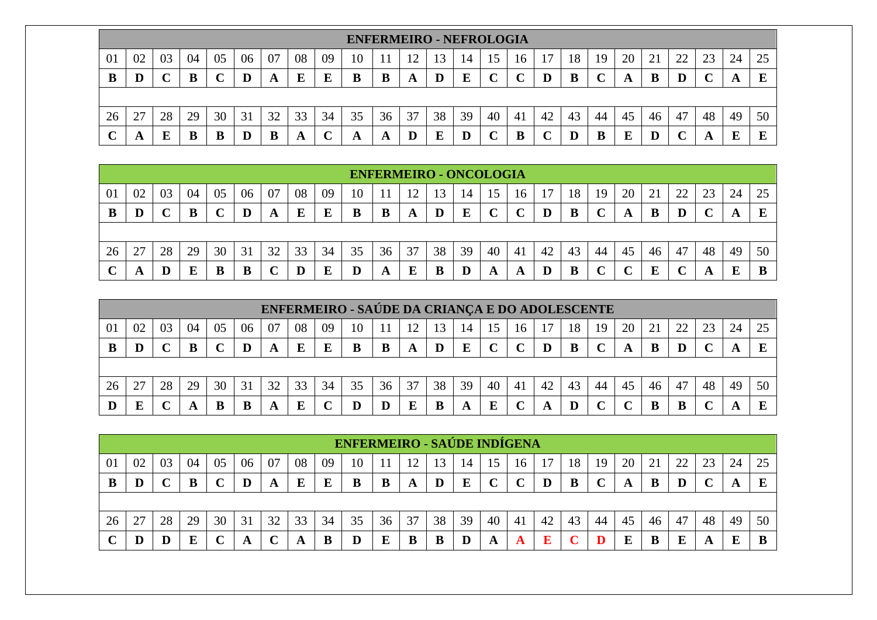| ENFERMEIRO - NEFROLOGIA | | | | | | | | | | | | | | | | | | | | | | | | |
|---|---|---|---|---|---|---|---|---|---|---|---|---|---|---|---|---|---|---|---|---|---|---|---|---|
| 01 | 02 | 03 | 04 | 05 | 06 | 07 | 08 | 09 | 10 | 11 | 12 | 13 | 14 | 15 | 16 | 17 | 18 | 19 | 20 | 21 | 22 | 23 | 24 | 25 |
| **B** | **D** | **C** | **B** | **C** | **D** | **A** | **E** | **E** | **B** | **B** | **A** | **D** | **E** | **C** | **C** | **D** | **B** | **C** | **A** | **B** | **D** | **C** | **A** | **E** |
| | | | | | | | | | | | | | | | | | | | | | | | | |
| 26 | 27 | 28 | 29 | 30 | 31 | 32 | 33 | 34 | 35 | 36 | 37 | 38 | 39 | 40 | 41 | 42 | 43 | 44 | 45 | 46 | 47 | 48 | 49 | 50 |
| **C** | **A** | **E** | **B** | **B** | **D** | **B** | **A** | **C** | **A** | **A** | **D** | **E** | **D** | **C** | **B** | **C** | **D** | **B** | **E** | **D** | **C** | **A** | **E** | **E** |

| ENFERMEIRO - ONCOLOGIA | | | | | | | | | | | | | | | | | | | | | | | | |
|---|---|---|---|---|---|---|---|---|---|---|---|---|---|---|---|---|---|---|---|---|---|---|---|---|
| 01 | 02 | 03 | 04 | 05 | 06 | 07 | 08 | 09 | 10 | 11 | 12 | 13 | 14 | 15 | 16 | 17 | 18 | 19 | 20 | 21 | 22 | 23 | 24 | 25 |
| **B** | **D** | **C** | **B** | **C** | **D** | **A** | **E** | **E** | **B** | **B** | **A** | **D** | **E** | **C** | **C** | **D** | **B** | **C** | **A** | **B** | **D** | **C** | **A** | **E** |
| | | | | | | | | | | | | | | | | | | | | | | | | |
| 26 | 27 | 28 | 29 | 30 | 31 | 32 | 33 | 34 | 35 | 36 | 37 | 38 | 39 | 40 | 41 | 42 | 43 | 44 | 45 | 46 | 47 | 48 | 49 | 50 |
| **C** | **A** | **D** | **E** | **B** | **B** | **C** | **D** | **E** | **D** | **A** | **E** | **B** | **D** | **A** | **A** | **D** | **B** | **C** | **C** | **E** | **C** | **A** | **E** | **B** |

| ENFERMEIRO - SAÚDE DA CRIANÇA E DO ADOLESCENTE | | | | | | | | | | | | | | | | | | | | | | | | |
|---|---|---|---|---|---|---|---|---|---|---|---|---|---|---|---|---|---|---|---|---|---|---|---|---|
| 01 | 02 | 03 | 04 | 05 | 06 | 07 | 08 | 09 | 10 | 11 | 12 | 13 | 14 | 15 | 16 | 17 | 18 | 19 | 20 | 21 | 22 | 23 | 24 | 25 |
| **B** | **D** | **C** | **B** | **C** | **D** | **A** | **E** | **E** | **B** | **B** | **A** | **D** | **E** | **C** | **C** | **D** | **B** | **C** | **A** | **B** | **D** | **C** | **A** | **E** |
| | | | | | | | | | | | | | | | | | | | | | | | | |
| 26 | 27 | 28 | 29 | 30 | 31 | 32 | 33 | 34 | 35 | 36 | 37 | 38 | 39 | 40 | 41 | 42 | 43 | 44 | 45 | 46 | 47 | 48 | 49 | 50 |
| **D** | **E** | **C** | **A** | **B** | **B** | **A** | **E** | **C** | **D** | **D** | **E** | **B** | **A** | **E** | **C** | **A** | **D** | **C** | **C** | **B** | **B** | **C** | **A** | **E** |

| ENFERMEIRO - SAÚDE INDÍGENA | | | | | | | | | | | | | | | | | | | | | | | | |
|---|---|---|---|---|---|---|---|---|---|---|---|---|---|---|---|---|---|---|---|---|---|---|---|---|
| 01 | 02 | 03 | 04 | 05 | 06 | 07 | 08 | 09 | 10 | 11 | 12 | 13 | 14 | 15 | 16 | 17 | 18 | 19 | 20 | 21 | 22 | 23 | 24 | 25 |
| **B** | **D** | **C** | **B** | **C** | **D** | **A** | **E** | **E** | **B** | **B** | **A** | **D** | **E** | **C** | **C** | **D** | **B** | **C** | **A** | **B** | **D** | **C** | **A** | **E** |
| | | | | | | | | | | | | | | | | | | | | | | | | |
| 26 | 27 | 28 | 29 | 30 | 31 | 32 | 33 | 34 | 35 | 36 | 37 | 38 | 39 | 40 | 41 | 42 | 43 | 44 | 45 | 46 | 47 | 48 | 49 | 50 |
| **C** | **D** | **D** | **E** | **C** | **A** | **C** | **A** | **B** | **D** | **E** | **B** | **B** | **D** | **A** | **A** | **E** | **C** | **D** | **E** | **B** | **E** | **A** | **E** | **B** |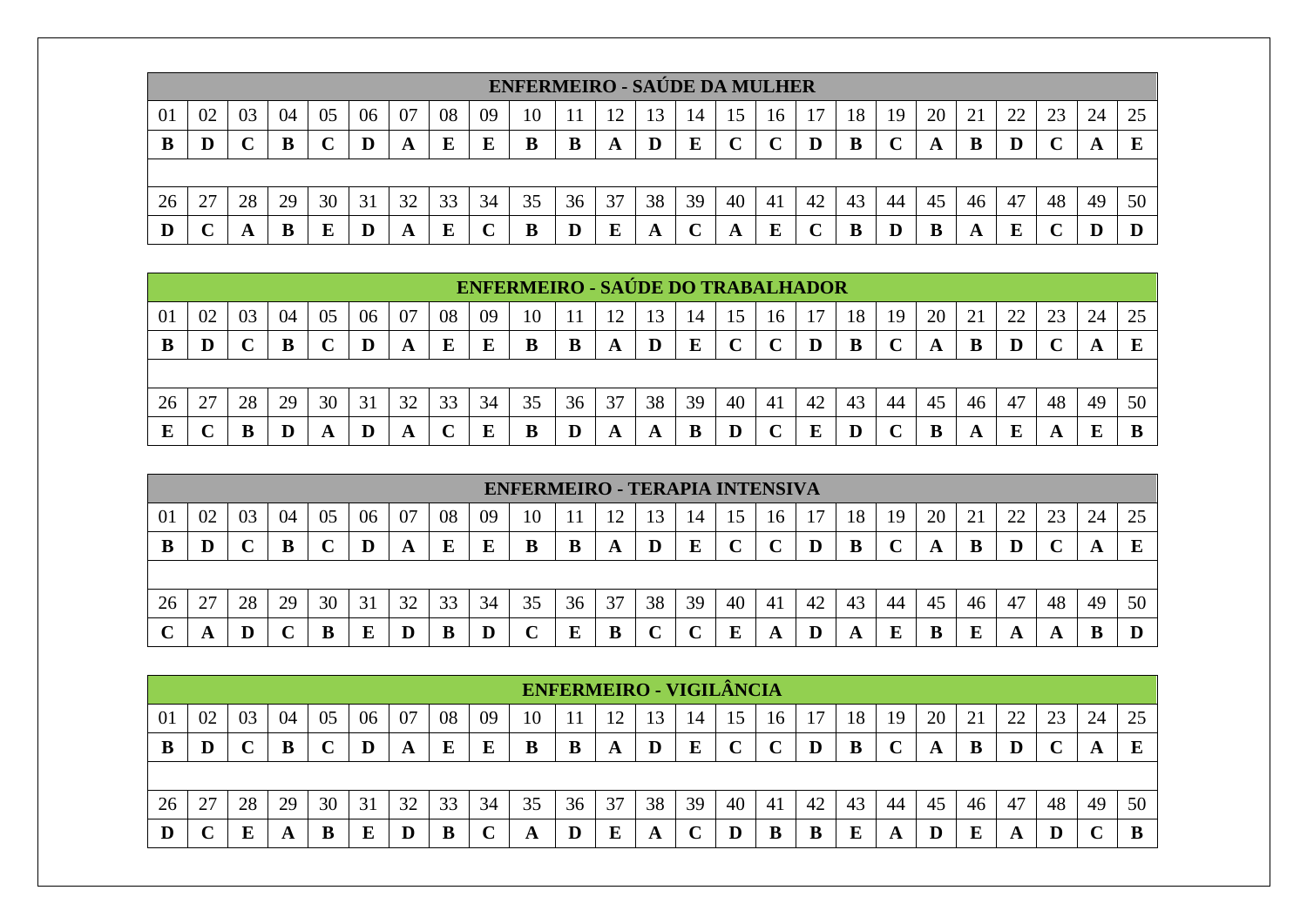| ENFERMEIRO - SAÚDE DA MULHER | | | | | | | | | | | | | | | | | | | | | | | | |
|---|---|---|---|---|---|---|---|---|---|---|---|---|---|---|---|---|---|---|---|---|---|---|---|---|
| 01 | 02 | 03 | 04 | 05 | 06 | 07 | 08 | 09 | 10 | 11 | 12 | 13 | 14 | 15 | 16 | 17 | 18 | 19 | 20 | 21 | 22 | 23 | 24 | 25 |
| **B** | **D** | **C** | **B** | **C** | **D** | **A** | **E** | **E** | **B** | **B** | **A** | **D** | **E** | **C** | **C** | **D** | **B** | **C** | **A** | **B** | **D** | **C** | **A** | **E** |
| | | | | | | | | | | | | | | | | | | | | | | | | |
| 26 | 27 | 28 | 29 | 30 | 31 | 32 | 33 | 34 | 35 | 36 | 37 | 38 | 39 | 40 | 41 | 42 | 43 | 44 | 45 | 46 | 47 | 48 | 49 | 50 |
| **D** | **C** | **A** | **B** | **E** | **D** | **A** | **E** | **C** | **B** | **D** | **E** | **A** | **C** | **A** | **E** | **C** | **B** | **D** | **B** | **A** | **E** | **C** | **D** | **D** |

| ENFERMEIRO - SAÚDE DO TRABALHADOR | | | | | | | | | | | | | | | | | | | | | | | | |
|---|---|---|---|---|---|---|---|---|---|---|---|---|---|---|---|---|---|---|---|---|---|---|---|---|
| 01 | 02 | 03 | 04 | 05 | 06 | 07 | 08 | 09 | 10 | 11 | 12 | 13 | 14 | 15 | 16 | 17 | 18 | 19 | 20 | 21 | 22 | 23 | 24 | 25 |
| **B** | **D** | **C** | **B** | **C** | **D** | **A** | **E** | **E** | **B** | **B** | **A** | **D** | **E** | **C** | **C** | **D** | **B** | **C** | **A** | **B** | **D** | **C** | **A** | **E** |
| | | | | | | | | | | | | | | | | | | | | | | | | |
| 26 | 27 | 28 | 29 | 30 | 31 | 32 | 33 | 34 | 35 | 36 | 37 | 38 | 39 | 40 | 41 | 42 | 43 | 44 | 45 | 46 | 47 | 48 | 49 | 50 |
| **E** | **C** | **B** | **D** | **A** | **D** | **A** | **C** | **E** | **B** | **D** | **A** | **A** | **B** | **D** | **C** | **E** | **D** | **C** | **B** | **A** | **E** | **A** | **E** | **B** |

| ENFERMEIRO - TERAPIA INTENSIVA | | | | | | | | | | | | | | | | | | | | | | | | |
|---|---|---|---|---|---|---|---|---|---|---|---|---|---|---|---|---|---|---|---|---|---|---|---|---|
| 01 | 02 | 03 | 04 | 05 | 06 | 07 | 08 | 09 | 10 | 11 | 12 | 13 | 14 | 15 | 16 | 17 | 18 | 19 | 20 | 21 | 22 | 23 | 24 | 25 |
| **B** | **D** | **C** | **B** | **C** | **D** | **A** | **E** | **E** | **B** | **B** | **A** | **D** | **E** | **C** | **C** | **D** | **B** | **C** | **A** | **B** | **D** | **C** | **A** | **E** |
| | | | | | | | | | | | | | | | | | | | | | | | | |
| 26 | 27 | 28 | 29 | 30 | 31 | 32 | 33 | 34 | 35 | 36 | 37 | 38 | 39 | 40 | 41 | 42 | 43 | 44 | 45 | 46 | 47 | 48 | 49 | 50 |
| **C** | **A** | **D** | **C** | **B** | **E** | **D** | **B** | **D** | **C** | **E** | **B** | **C** | **C** | **E** | **A** | **D** | **A** | **E** | **B** | **E** | **A** | **A** | **B** | **D** |

| ENFERMEIRO - VIGILÂNCIA | | | | | | | | | | | | | | | | | | | | | | | | |
|---|---|---|---|---|---|---|---|---|---|---|---|---|---|---|---|---|---|---|---|---|---|---|---|---|
| 01 | 02 | 03 | 04 | 05 | 06 | 07 | 08 | 09 | 10 | 11 | 12 | 13 | 14 | 15 | 16 | 17 | 18 | 19 | 20 | 21 | 22 | 23 | 24 | 25 |
| **B** | **D** | **C** | **B** | **C** | **D** | **A** | **E** | **E** | **B** | **B** | **A** | **D** | **E** | **C** | **C** | **D** | **B** | **C** | **A** | **B** | **D** | **C** | **A** | **E** |
| | | | | | | | | | | | | | | | | | | | | | | | | |
| 26 | 27 | 28 | 29 | 30 | 31 | 32 | 33 | 34 | 35 | 36 | 37 | 38 | 39 | 40 | 41 | 42 | 43 | 44 | 45 | 46 | 47 | 48 | 49 | 50 |
| **D** | **C** | **E** | **A** | **B** | **E** | **D** | **B** | **C** | **A** | **D** | **E** | **A** | **C** | **D** | **B** | **B** | **E** | **A** | **D** | **E** | **A** | **D** | **C** | **B** |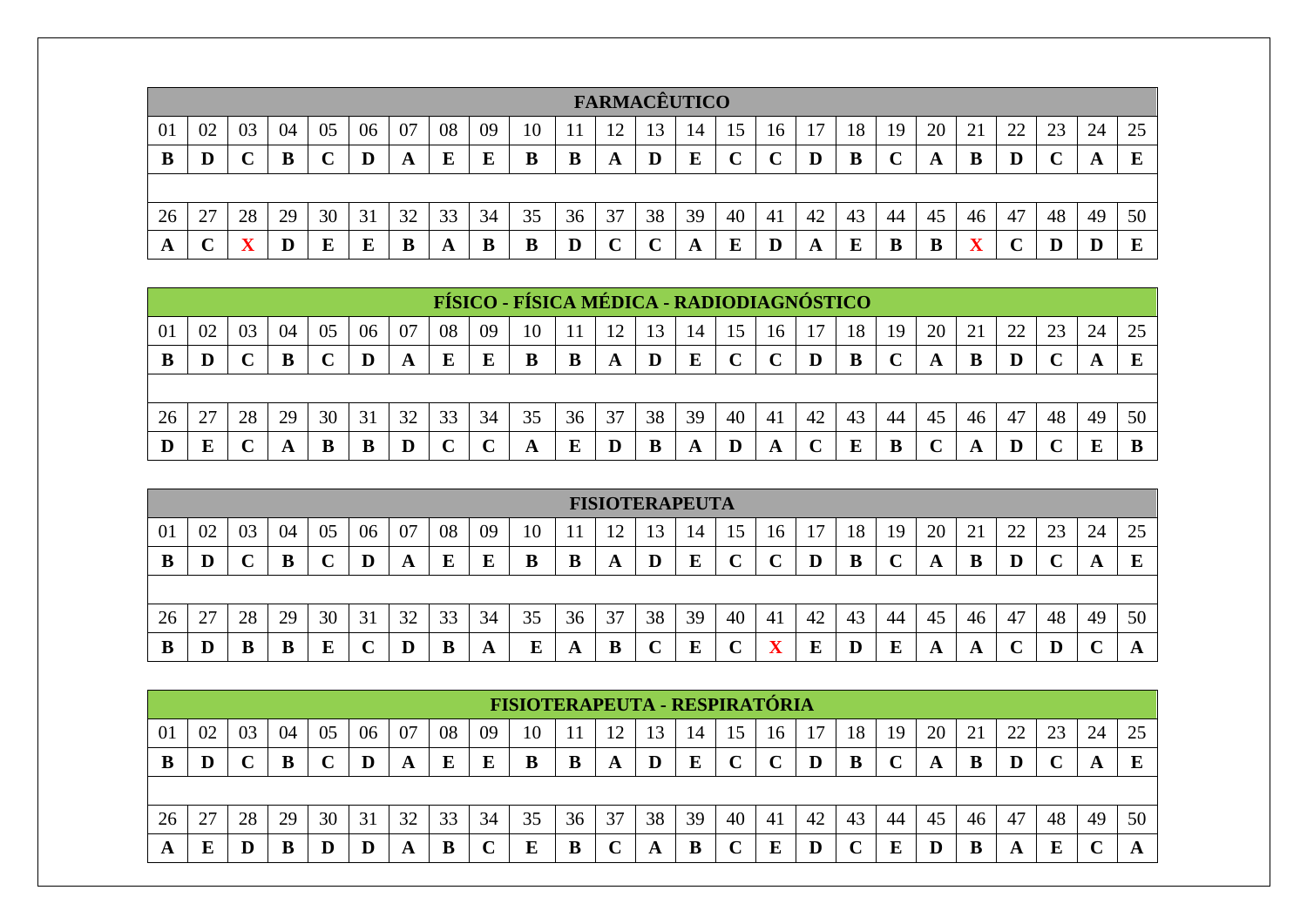## FARMACÊUTICO

| 01 | 02 | 03 | 04 | 05 | 06 | 07 | 08 | 09 | 10 | 11 | 12 | 13 | 14 | 15 | 16 | 17 | 18 | 19 | 20 | 21 | 22 | 23 | 24 | 25 |
|---|---|---|---|---|---|---|---|---|---|---|---|---|---|---|---|---|---|---|---|---|---|---|---|---|
| **B** | **D** | **C** | **B** | **C** | **D** | **A** | **E** | **E** | **B** | **B** | **A** | **D** | **E** | **C** | **C** | **D** | **B** | **C** | **A** | **B** | **D** | **C** | **A** | **E** |
| **26** | **27** | **28** | **29** | **30** | **31** | **32** | **33** | **34** | **35** | **36** | **37** | **38** | **39** | **40** | **41** | **42** | **43** | **44** | **45** | **46** | **47** | **48** | **49** | **50** |
| **A** | **C** | **X** | **D** | **E** | **E** | **B** | **A** | **B** | **B** | **D** | **C** | **C** | **A** | **E** | **D** | **A** | **E** | **B** | **B** | **X** | **C** | **D** | **D** | **E** |

## FÍSICO - FÍSICA MÉDICA - RADIODIAGNÓSTICO

| 01 | 02 | 03 | 04 | 05 | 06 | 07 | 08 | 09 | 10 | 11 | 12 | 13 | 14 | 15 | 16 | 17 | 18 | 19 | 20 | 21 | 22 | 23 | 24 | 25 |
|---|---|---|---|---|---|---|---|---|---|---|---|---|---|---|---|---|---|---|---|---|---|---|---|---|
| **B** | **D** | **C** | **B** | **C** | **D** | **A** | **E** | **E** | **B** | **B** | **A** | **D** | **E** | **C** | **C** | **D** | **B** | **C** | **A** | **B** | **D** | **C** | **A** | **E** |
| **26** | **27** | **28** | **29** | **30** | **31** | **32** | **33** | **34** | **35** | **36** | **37** | **38** | **39** | **40** | **41** | **42** | **43** | **44** | **45** | **46** | **47** | **48** | **49** | **50** |
| **D** | **E** | **C** | **A** | **B** | **B** | **D** | **C** | **C** | **A** | **E** | **D** | **B** | **A** | **D** | **A** | **C** | **E** | **B** | **C** | **A** | **D** | **C** | **E** | **B** |

## FISIOTERAPEUTA

| 01 | 02 | 03 | 04 | 05 | 06 | 07 | 08 | 09 | 10 | 11 | 12 | 13 | 14 | 15 | 16 | 17 | 18 | 19 | 20 | 21 | 22 | 23 | 24 | 25 |
|---|---|---|---|---|---|---|---|---|---|---|---|---|---|---|---|---|---|---|---|---|---|---|---|---|
| **B** | **D** | **C** | **B** | **C** | **D** | **A** | **E** | **E** | **B** | **B** | **A** | **D** | **E** | **C** | **C** | **D** | **B** | **C** | **A** | **B** | **D** | **C** | **A** | **E** |
| **26** | **27** | **28** | **29** | **30** | **31** | **32** | **33** | **34** | **35** | **36** | **37** | **38** | **39** | **40** | **41** | **42** | **43** | **44** | **45** | **46** | **47** | **48** | **49** | **50** |
| **B** | **D** | **B** | **B** | **E** | **C** | **D** | **B** | **A** | **E** | **A** | **B** | **C** | **E** | **C** | **X** | **E** | **D** | **E** | **A** | **A** | **C** | **D** | **C** | **A** |

## FISIOTERAPEUTA - RESPIRATÓRIA

| 01 | 02 | 03 | 04 | 05 | 06 | 07 | 08 | 09 | 10 | 11 | 12 | 13 | 14 | 15 | 16 | 17 | 18 | 19 | 20 | 21 | 22 | 23 | 24 | 25 |
|---|---|---|---|---|---|---|---|---|---|---|---|---|---|---|---|---|---|---|---|---|---|---|---|---|
| **B** | **D** | **C** | **B** | **C** | **D** | **A** | **E** | **E** | **B** | **B** | **A** | **D** | **E** | **C** | **C** | **D** | **B** | **C** | **A** | **B** | **D** | **C** | **A** | **E** |
| **26** | **27** | **28** | **29** | **30** | **31** | **32** | **33** | **34** | **35** | **36** | **37** | **38** | **39** | **40** | **41** | **42** | **43** | **44** | **45** | **46** | **47** | **48** | **49** | **50** |
| **A** | **E** | **D** | **B** | **D** | **D** | **A** | **B** | **C** | **E** | **B** | **C** | **A** | **B** | **C** | **E** | **D** | **C** | **E** | **D** | **B** | **A** | **E** | **C** | **A** |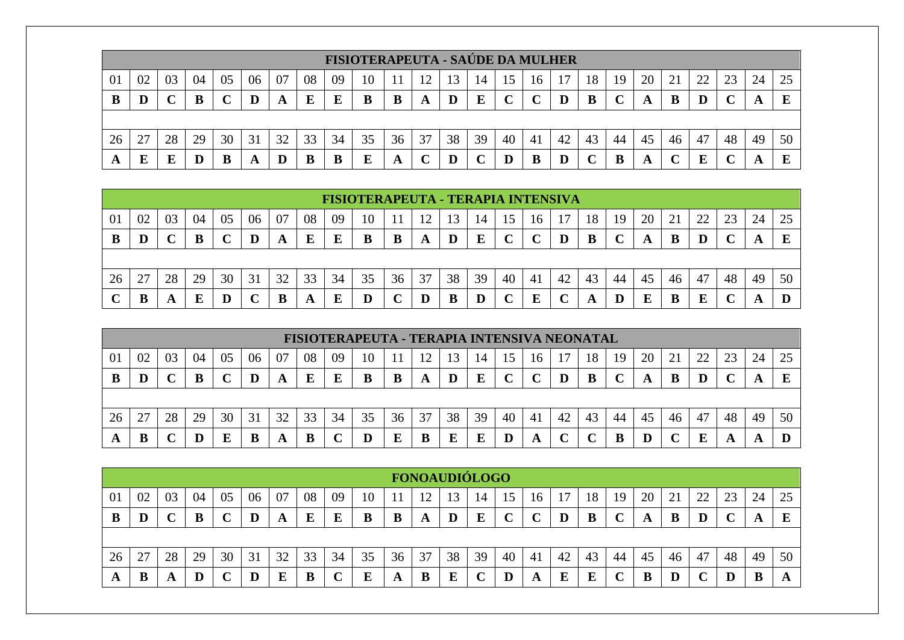| FISIOTERAPEUTA - SAÚDE DA MULHER | | | | | | | | | | | | | | | | | | | | | | | | |
|---|---|---|---|---|---|---|---|---|---|---|---|---|---|---|---|---|---|---|---|---|---|---|---|---|
| 01 | 02 | 03 | 04 | 05 | 06 | 07 | 08 | 09 | 10 | 11 | 12 | 13 | 14 | 15 | 16 | 17 | 18 | 19 | 20 | 21 | 22 | 23 | 24 | 25 |
| **B** | **D** | **C** | **B** | **C** | **D** | **A** | **E** | **E** | **B** | **B** | **A** | **D** | **E** | **C** | **C** | **D** | **B** | **C** | **A** | **B** | **D** | **C** | **A** | **E** |
| | | | | | | | | | | | | | | | | | | | | | | | | |
| 26 | 27 | 28 | 29 | 30 | 31 | 32 | 33 | 34 | 35 | 36 | 37 | 38 | 39 | 40 | 41 | 42 | 43 | 44 | 45 | 46 | 47 | 48 | 49 | 50 |
| **A** | **E** | **E** | **D** | **B** | **A** | **D** | **B** | **B** | **E** | **A** | **C** | **D** | **C** | **D** | **B** | **D** | **C** | **B** | **A** | **C** | **E** | **C** | **A** | **E** |

| FISIOTERAPEUTA - TERAPIA INTENSIVA | | | | | | | | | | | | | | | | | | | | | | | | |
|---|---|---|---|---|---|---|---|---|---|---|---|---|---|---|---|---|---|---|---|---|---|---|---|---|
| 01 | 02 | 03 | 04 | 05 | 06 | 07 | 08 | 09 | 10 | 11 | 12 | 13 | 14 | 15 | 16 | 17 | 18 | 19 | 20 | 21 | 22 | 23 | 24 | 25 |
| **B** | **D** | **C** | **B** | **C** | **D** | **A** | **E** | **E** | **B** | **B** | **A** | **D** | **E** | **C** | **C** | **D** | **B** | **C** | **A** | **B** | **D** | **C** | **A** | **E** |
| | | | | | | | | | | | | | | | | | | | | | | | | |
| 26 | 27 | 28 | 29 | 30 | 31 | 32 | 33 | 34 | 35 | 36 | 37 | 38 | 39 | 40 | 41 | 42 | 43 | 44 | 45 | 46 | 47 | 48 | 49 | 50 |
| **C** | **B** | **A** | **E** | **D** | **C** | **B** | **A** | **E** | **D** | **C** | **D** | **B** | **D** | **C** | **E** | **C** | **A** | **D** | **E** | **B** | **E** | **C** | **A** | **D** |

| FISIOTERAPEUTA - TERAPIA INTENSIVA NEONATAL | | | | | | | | | | | | | | | | | | | | | | | | |
|---|---|---|---|---|---|---|---|---|---|---|---|---|---|---|---|---|---|---|---|---|---|---|---|---|
| 01 | 02 | 03 | 04 | 05 | 06 | 07 | 08 | 09 | 10 | 11 | 12 | 13 | 14 | 15 | 16 | 17 | 18 | 19 | 20 | 21 | 22 | 23 | 24 | 25 |
| **B** | **D** | **C** | **B** | **C** | **D** | **A** | **E** | **E** | **B** | **B** | **A** | **D** | **E** | **C** | **C** | **D** | **B** | **C** | **A** | **B** | **D** | **C** | **A** | **E** |
| | | | | | | | | | | | | | | | | | | | | | | | | |
| 26 | 27 | 28 | 29 | 30 | 31 | 32 | 33 | 34 | 35 | 36 | 37 | 38 | 39 | 40 | 41 | 42 | 43 | 44 | 45 | 46 | 47 | 48 | 49 | 50 |
| **A** | **B** | **C** | **D** | **E** | **B** | **A** | **B** | **C** | **D** | **E** | **B** | **E** | **E** | **D** | **A** | **C** | **C** | **B** | **D** | **C** | **E** | **A** | **A** | **D** |

| FONOAUDIÓLOGO | | | | | | | | | | | | | | | | | | | | | | | | |
|---|---|---|---|---|---|---|---|---|---|---|---|---|---|---|---|---|---|---|---|---|---|---|---|---|
| 01 | 02 | 03 | 04 | 05 | 06 | 07 | 08 | 09 | 10 | 11 | 12 | 13 | 14 | 15 | 16 | 17 | 18 | 19 | 20 | 21 | 22 | 23 | 24 | 25 |
| **B** | **D** | **C** | **B** | **C** | **D** | **A** | **E** | **E** | **B** | **B** | **A** | **D** | **E** | **C** | **C** | **D** | **B** | **C** | **A** | **B** | **D** | **C** | **A** | **E** |
| | | | | | | | | | | | | | | | | | | | | | | | | |
| 26 | 27 | 28 | 29 | 30 | 31 | 32 | 33 | 34 | 35 | 36 | 37 | 38 | 39 | 40 | 41 | 42 | 43 | 44 | 45 | 46 | 47 | 48 | 49 | 50 |
| **A** | **B** | **A** | **D** | **C** | **D** | **E** | **B** | **C** | **E** | **A** | **B** | **E** | **C** | **D** | **A** | **E** | **E** | **C** | **B** | **D** | **C** | **D** | **B** | **A** |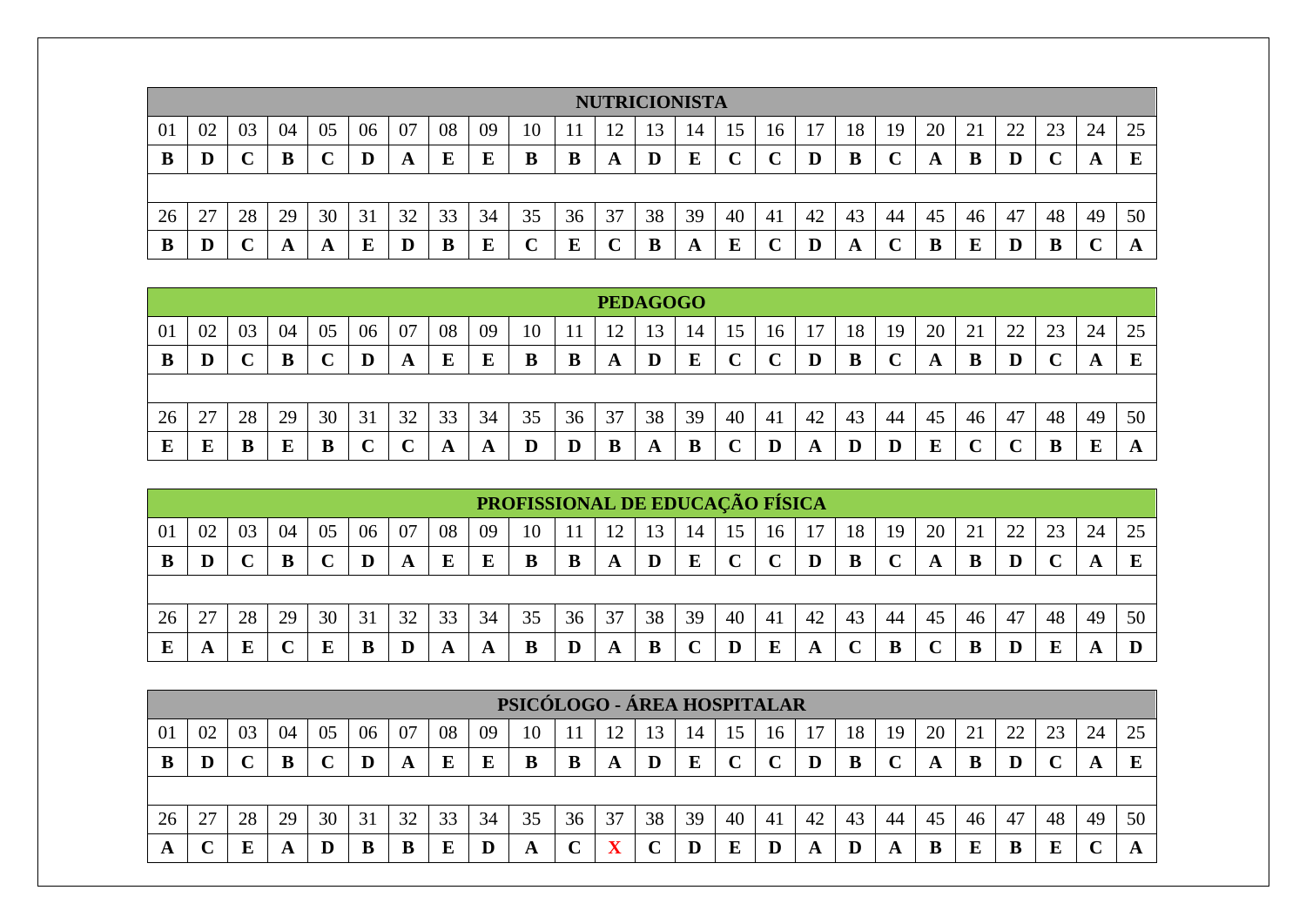| NUTRICIONISTA | | | | | | | | | | | | | | | | | | | | | | | | |
|---|---|---|---|---|---|---|---|---|---|---|---|---|---|---|---|---|---|---|---|---|---|---|---|---|
| 01 | 02 | 03 | 04 | 05 | 06 | 07 | 08 | 09 | 10 | 11 | 12 | 13 | 14 | 15 | 16 | 17 | 18 | 19 | 20 | 21 | 22 | 23 | 24 | 25 |
| **B** | **D** | **C** | **B** | **C** | **D** | **A** | **E** | **E** | **B** | **B** | **A** | **D** | **E** | **C** | **C** | **D** | **B** | **C** | **A** | **B** | **D** | **C** | **A** | **E** |
| | | | | | | | | | | | | | | | | | | | | | | | | |
| 26 | 27 | 28 | 29 | 30 | 31 | 32 | 33 | 34 | 35 | 36 | 37 | 38 | 39 | 40 | 41 | 42 | 43 | 44 | 45 | 46 | 47 | 48 | 49 | 50 |
| **B** | **D** | **C** | **A** | **A** | **E** | **D** | **B** | **E** | **C** | **E** | **C** | **B** | **A** | **E** | **C** | **D** | **A** | **C** | **B** | **E** | **D** | **B** | **C** | **A** |

| PEDAGOGO | | | | | | | | | | | | | | | | | | | | | | | | |
|---|---|---|---|---|---|---|---|---|---|---|---|---|---|---|---|---|---|---|---|---|---|---|---|---|
| 01 | 02 | 03 | 04 | 05 | 06 | 07 | 08 | 09 | 10 | 11 | 12 | 13 | 14 | 15 | 16 | 17 | 18 | 19 | 20 | 21 | 22 | 23 | 24 | 25 |
| **B** | **D** | **C** | **B** | **C** | **D** | **A** | **E** | **E** | **B** | **B** | **A** | **D** | **E** | **C** | **C** | **D** | **B** | **C** | **A** | **B** | **D** | **C** | **A** | **E** |
| | | | | | | | | | | | | | | | | | | | | | | | | |
| 26 | 27 | 28 | 29 | 30 | 31 | 32 | 33 | 34 | 35 | 36 | 37 | 38 | 39 | 40 | 41 | 42 | 43 | 44 | 45 | 46 | 47 | 48 | 49 | 50 |
| **E** | **E** | **B** | **E** | **B** | **C** | **C** | **A** | **A** | **D** | **D** | **B** | **A** | **B** | **C** | **D** | **A** | **D** | **D** | **E** | **C** | **C** | **B** | **E** | **A** |

| PROFISSIONAL DE EDUCAÇÃO FÍSICA | | | | | | | | | | | | | | | | | | | | | | | | |
|---|---|---|---|---|---|---|---|---|---|---|---|---|---|---|---|---|---|---|---|---|---|---|---|---|
| 01 | 02 | 03 | 04 | 05 | 06 | 07 | 08 | 09 | 10 | 11 | 12 | 13 | 14 | 15 | 16 | 17 | 18 | 19 | 20 | 21 | 22 | 23 | 24 | 25 |
| **B** | **D** | **C** | **B** | **C** | **D** | **A** | **E** | **E** | **B** | **B** | **A** | **D** | **E** | **C** | **C** | **D** | **B** | **C** | **A** | **B** | **D** | **C** | **A** | **E** |
| | | | | | | | | | | | | | | | | | | | | | | | | |
| 26 | 27 | 28 | 29 | 30 | 31 | 32 | 33 | 34 | 35 | 36 | 37 | 38 | 39 | 40 | 41 | 42 | 43 | 44 | 45 | 46 | 47 | 48 | 49 | 50 |
| **E** | **A** | **E** | **C** | **E** | **B** | **D** | **A** | **A** | **B** | **D** | **A** | **B** | **C** | **D** | **E** | **A** | **C** | **B** | **C** | **B** | **D** | **E** | **A** | **D** |

| PSICÓLOGO - ÁREA HOSPITALAR | | | | | | | | | | | | | | | | | | | | | | | | |
|---|---|---|---|---|---|---|---|---|---|---|---|---|---|---|---|---|---|---|---|---|---|---|---|---|
| 01 | 02 | 03 | 04 | 05 | 06 | 07 | 08 | 09 | 10 | 11 | 12 | 13 | 14 | 15 | 16 | 17 | 18 | 19 | 20 | 21 | 22 | 23 | 24 | 25 |
| **B** | **D** | **C** | **B** | **C** | **D** | **A** | **E** | **E** | **B** | **B** | **A** | **D** | **E** | **C** | **C** | **D** | **B** | **C** | **A** | **B** | **D** | **C** | **A** | **E** |
| | | | | | | | | | | | | | | | | | | | | | | | | |
| 26 | 27 | 28 | 29 | 30 | 31 | 32 | 33 | 34 | 35 | 36 | 37 | 38 | 39 | 40 | 41 | 42 | 43 | 44 | 45 | 46 | 47 | 48 | 49 | 50 |
| **A** | **C** | **E** | **A** | **D** | **B** | **B** | **E** | **D** | **A** | **C** | **X** | **C** | **D** | **E** | **D** | **A** | **D** | **A** | **B** | **E** | **B** | **E** | **C** | **A** |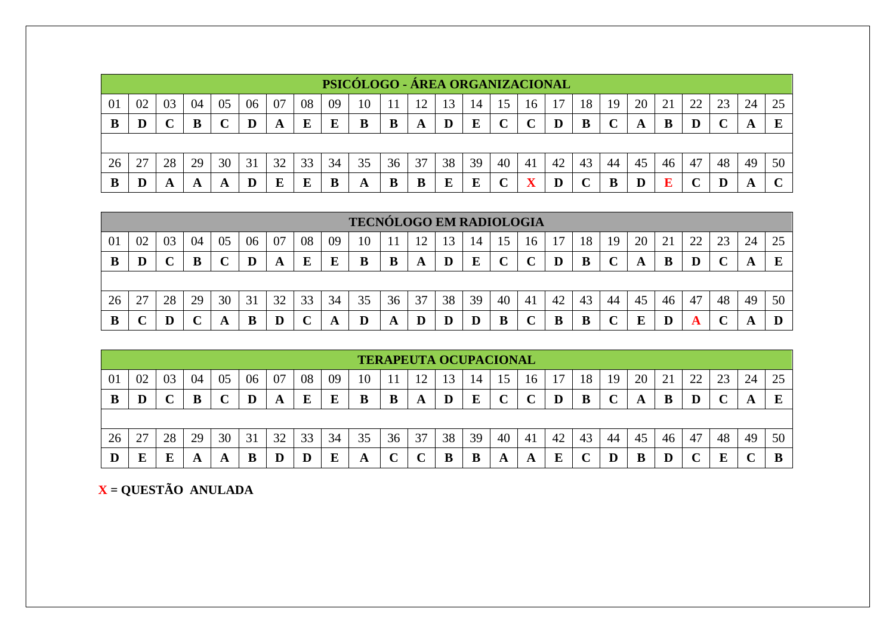| PSICÓLOGO - ÁREA ORGANIZACIONAL | | | | | | | | | | | | | | | | | | | | | | | | |
|---|---|---|---|---|---|---|---|---|---|---|---|---|---|---|---|---|---|---|---|---|---|---|---|---|
| 01 | 02 | 03 | 04 | 05 | 06 | 07 | 08 | 09 | 10 | 11 | 12 | 13 | 14 | 15 | 16 | 17 | 18 | 19 | 20 | 21 | 22 | 23 | 24 | 25 |
| **B** | **D** | **C** | **B** | **C** | **D** | **A** | **E** | **E** | **B** | **B** | **A** | **D** | **E** | **C** | **C** | **D** | **B** | **C** | **A** | **B** | **D** | **C** | **A** | **E** |
| 26 | 27 | 28 | 29 | 30 | 31 | 32 | 33 | 34 | 35 | 36 | 37 | 38 | 39 | 40 | 41 | 42 | 43 | 44 | 45 | 46 | 47 | 48 | 49 | 50 |
| **B** | **D** | **A** | **A** | **A** | **D** | **E** | **E** | **B** | **A** | **B** | **B** | **E** | **E** | **C** | **X** | **D** | **C** | **B** | **D** | **E** | **C** | **D** | **A** | **C** |

| TECNÓLOGO EM RADIOLOGIA | | | | | | | | | | | | | | | | | | | | | | | | |
|---|---|---|---|---|---|---|---|---|---|---|---|---|---|---|---|---|---|---|---|---|---|---|---|---|
| 01 | 02 | 03 | 04 | 05 | 06 | 07 | 08 | 09 | 10 | 11 | 12 | 13 | 14 | 15 | 16 | 17 | 18 | 19 | 20 | 21 | 22 | 23 | 24 | 25 |
| **B** | **D** | **C** | **B** | **C** | **D** | **A** | **E** | **E** | **B** | **B** | **A** | **D** | **E** | **C** | **C** | **D** | **B** | **C** | **A** | **B** | **D** | **C** | **A** | **E** |
| 26 | 27 | 28 | 29 | 30 | 31 | 32 | 33 | 34 | 35 | 36 | 37 | 38 | 39 | 40 | 41 | 42 | 43 | 44 | 45 | 46 | 47 | 48 | 49 | 50 |
| **B** | **C** | **D** | **C** | **A** | **B** | **D** | **C** | **A** | **D** | **A** | **D** | **D** | **D** | **B** | **C** | **B** | **B** | **C** | **E** | **D** | **A** | **C** | **A** | **D** |

| TERAPEUTA OCUPACIONAL | | | | | | | | | | | | | | | | | | | | | | | | |
|---|---|---|---|---|---|---|---|---|---|---|---|---|---|---|---|---|---|---|---|---|---|---|---|---|
| 01 | 02 | 03 | 04 | 05 | 06 | 07 | 08 | 09 | 10 | 11 | 12 | 13 | 14 | 15 | 16 | 17 | 18 | 19 | 20 | 21 | 22 | 23 | 24 | 25 |
| **B** | **D** | **C** | **B** | **C** | **D** | **A** | **E** | **E** | **B** | **B** | **A** | **D** | **E** | **C** | **C** | **D** | **B** | **C** | **A** | **B** | **D** | **C** | **A** | **E** |
| 26 | 27 | 28 | 29 | 30 | 31 | 32 | 33 | 34 | 35 | 36 | 37 | 38 | 39 | 40 | 41 | 42 | 43 | 44 | 45 | 46 | 47 | 48 | 49 | 50 |
| **D** | **E** | **E** | **A** | **A** | **B** | **D** | **D** | **E** | **A** | **C** | **C** | **B** | **B** | **A** | **A** | **E** | **C** | **D** | **B** | **D** | **C** | **E** | **C** | **B** |

**X = QUESTÃO ANULADA**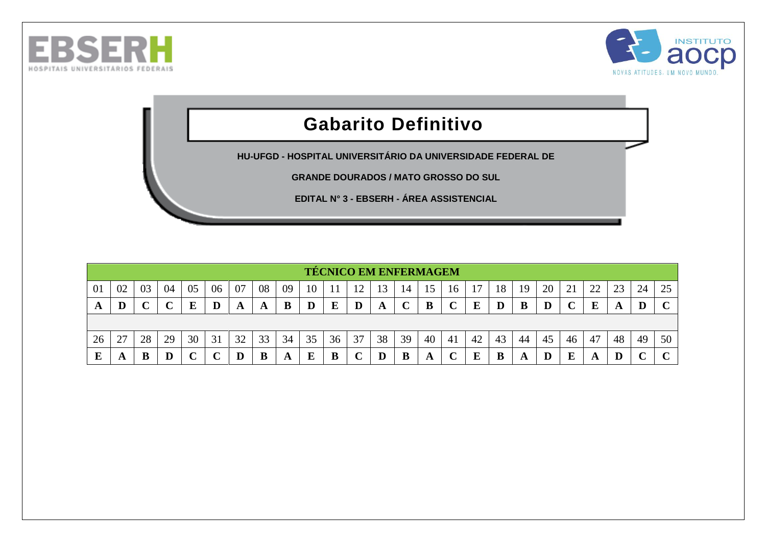# Gabarito Definitivo

**HU-UFGD - HOSPITAL UNIVERSITÁRIO DA UNIVERSIDADE FEDERAL DE GRANDE DOURADOS / MATO GROSSO DO SUL**

**EDITAL N° 3 - EBSERH - ÁREA ASSISTENCIAL**

| TÉCNICO EM ENFERMAGEM | | | | | | | | | | | | | | | | | | | | | | | | |
|---|---|---|---|---|---|---|---|---|---|---|---|---|---|---|---|---|---|---|---|---|---|---|---|---|
| 01 | 02 | 03 | 04 | 05 | 06 | 07 | 08 | 09 | 10 | 11 | 12 | 13 | 14 | 15 | 16 | 17 | 18 | 19 | 20 | 21 | 22 | 23 | 24 | 25 |
| **A** | **D** | **C** | **C** | **E** | **D** | **A** | **A** | **B** | **D** | **E** | **D** | **A** | **C** | **B** | **C** | **E** | **D** | **B** | **D** | **C** | **E** | **A** | **D** | **C** |
| 26 | 27 | 28 | 29 | 30 | 31 | 32 | 33 | 34 | 35 | 36 | 37 | 38 | 39 | 40 | 41 | 42 | 43 | 44 | 45 | 46 | 47 | 48 | 49 | 50 |
| **E** | **A** | **B** | **D** | **C** | **C** | **D** | **B** | **A** | **E** | **B** | **C** | **D** | **B** | **A** | **C** | **E** | **B** | **A** | **D** | **E** | **A** | **D** | **C** | **C** |